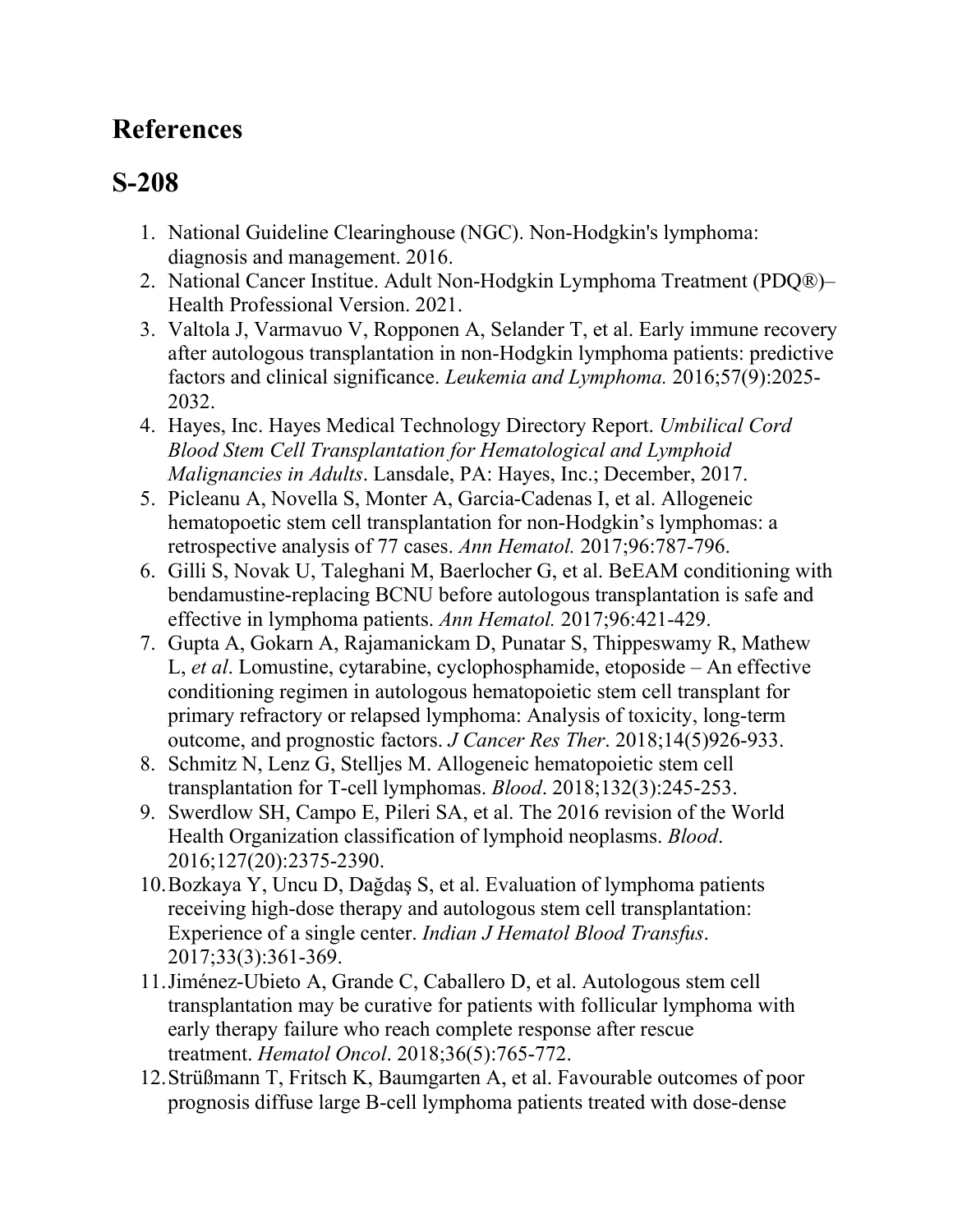# References

## S-208

1. National Guideline Clearinghouse (NGC). Non-Hodgkin's lymphoma: diagnosis and management. 2016.
2. National Cancer Institue. Adult Non-Hodgkin Lymphoma Treatment (PDQ®)–Health Professional Version. 2021.
3. Valtola J, Varmavuo V, Ropponen A, Selander T, et al. Early immune recovery after autologous transplantation in non-Hodgkin lymphoma patients: predictive factors and clinical significance. *Leukemia and Lymphoma.* 2016;57(9):2025-2032.
4. Hayes, Inc. Hayes Medical Technology Directory Report. *Umbilical Cord Blood Stem Cell Transplantation for Hematological and Lymphoid Malignancies in Adults*. Lansdale, PA: Hayes, Inc.; December, 2017.
5. Picleanu A, Novella S, Monter A, Garcia-Cadenas I, et al. Allogeneic hematopoetic stem cell transplantation for non-Hodgkin's lymphomas: a retrospective analysis of 77 cases. *Ann Hematol.* 2017;96:787-796.
6. Gilli S, Novak U, Taleghani M, Baerlocher G, et al. BeEAM conditioning with bendamustine-replacing BCNU before autologous transplantation is safe and effective in lymphoma patients. *Ann Hematol.* 2017;96:421-429.
7. Gupta A, Gokarn A, Rajamanickam D, Punatar S, Thippeswamy R, Mathew L, *et al*. Lomustine, cytarabine, cyclophosphamide, etoposide – An effective conditioning regimen in autologous hematopoietic stem cell transplant for primary refractory or relapsed lymphoma: Analysis of toxicity, long-term outcome, and prognostic factors. *J Cancer Res Ther*. 2018;14(5)926-933.
8. Schmitz N, Lenz G, Stelljes M. Allogeneic hematopoietic stem cell transplantation for T-cell lymphomas. *Blood*. 2018;132(3):245-253.
9. Swerdlow SH, Campo E, Pileri SA, et al. The 2016 revision of the World Health Organization classification of lymphoid neoplasms. *Blood*. 2016;127(20):2375-2390.
10. Bozkaya Y, Uncu D, Dağdaş S, et al. Evaluation of lymphoma patients receiving high-dose therapy and autologous stem cell transplantation: Experience of a single center. *Indian J Hematol Blood Transfus*. 2017;33(3):361-369.
11. Jiménez-Ubieto A, Grande C, Caballero D, et al. Autologous stem cell transplantation may be curative for patients with follicular lymphoma with early therapy failure who reach complete response after rescue treatment. *Hematol Oncol*. 2018;36(5):765-772.
12. Strüßmann T, Fritsch K, Baumgarten A, et al. Favourable outcomes of poor prognosis diffuse large B-cell lymphoma patients treated with dose-dense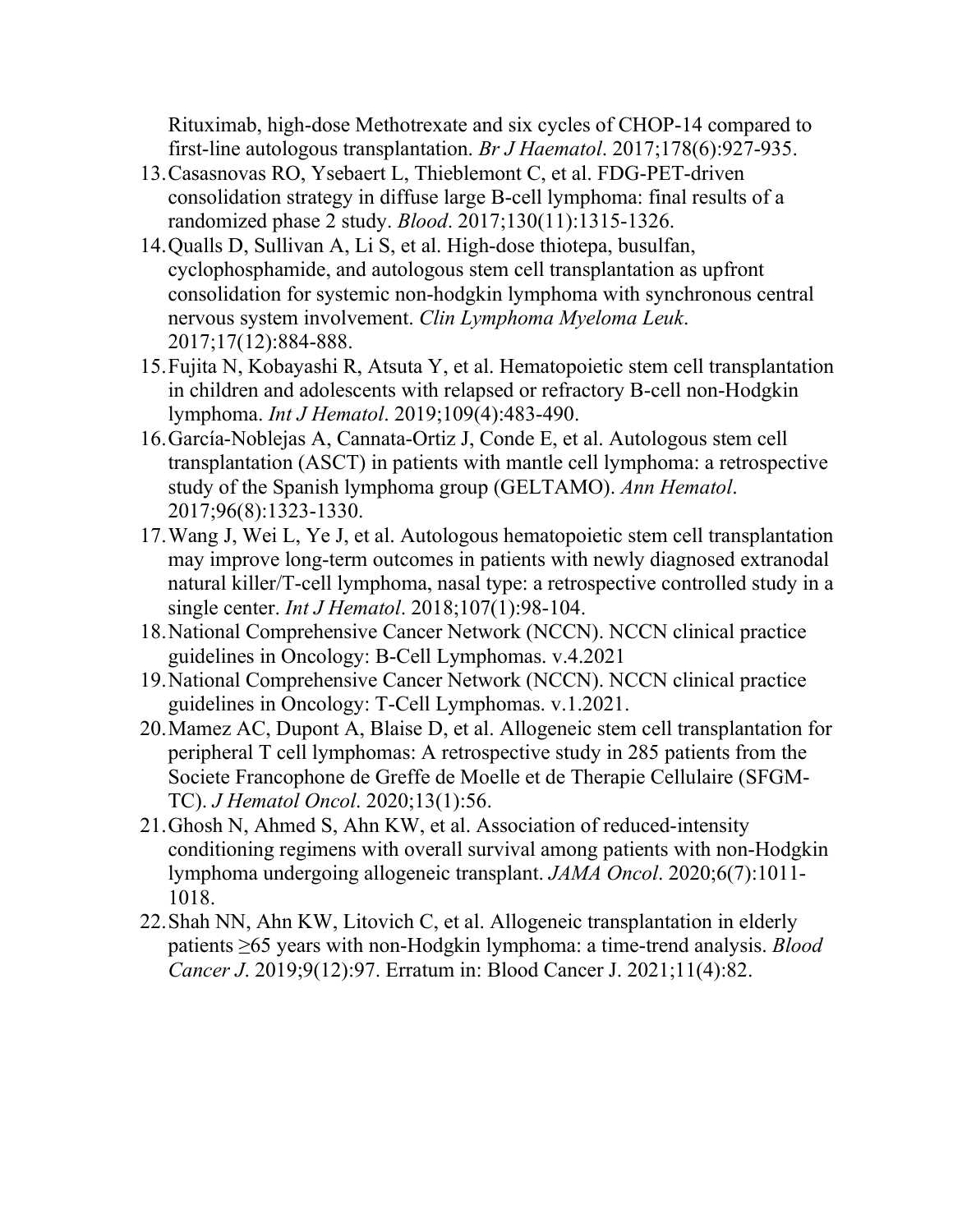Rituximab, high-dose Methotrexate and six cycles of CHOP-14 compared to first-line autologous transplantation. *Br J Haematol*. 2017;178(6):927-935.

13. Casasnovas RO, Ysebaert L, Thieblemont C, et al. FDG-PET-driven consolidation strategy in diffuse large B-cell lymphoma: final results of a randomized phase 2 study. *Blood*. 2017;130(11):1315-1326.
14. Qualls D, Sullivan A, Li S, et al. High-dose thiotepa, busulfan, cyclophosphamide, and autologous stem cell transplantation as upfront consolidation for systemic non-hodgkin lymphoma with synchronous central nervous system involvement. *Clin Lymphoma Myeloma Leuk*. 2017;17(12):884-888.
15. Fujita N, Kobayashi R, Atsuta Y, et al. Hematopoietic stem cell transplantation in children and adolescents with relapsed or refractory B-cell non-Hodgkin lymphoma. *Int J Hematol*. 2019;109(4):483-490.
16. García-Noblejas A, Cannata-Ortiz J, Conde E, et al. Autologous stem cell transplantation (ASCT) in patients with mantle cell lymphoma: a retrospective study of the Spanish lymphoma group (GELTAMO). *Ann Hematol*. 2017;96(8):1323-1330.
17. Wang J, Wei L, Ye J, et al. Autologous hematopoietic stem cell transplantation may improve long-term outcomes in patients with newly diagnosed extranodal natural killer/T-cell lymphoma, nasal type: a retrospective controlled study in a single center. *Int J Hematol*. 2018;107(1):98-104.
18. National Comprehensive Cancer Network (NCCN). NCCN clinical practice guidelines in Oncology: B-Cell Lymphomas. v.4.2021
19. National Comprehensive Cancer Network (NCCN). NCCN clinical practice guidelines in Oncology: T-Cell Lymphomas. v.1.2021.
20. Mamez AC, Dupont A, Blaise D, et al. Allogeneic stem cell transplantation for peripheral T cell lymphomas: A retrospective study in 285 patients from the Societe Francophone de Greffe de Moelle et de Therapie Cellulaire (SFGM-TC). *J Hematol Oncol*. 2020;13(1):56.
21. Ghosh N, Ahmed S, Ahn KW, et al. Association of reduced-intensity conditioning regimens with overall survival among patients with non-Hodgkin lymphoma undergoing allogeneic transplant. *JAMA Oncol*. 2020;6(7):1011-1018.
22. Shah NN, Ahn KW, Litovich C, et al. Allogeneic transplantation in elderly patients ≥65 years with non-Hodgkin lymphoma: a time-trend analysis. *Blood Cancer J*. 2019;9(12):97. Erratum in: Blood Cancer J. 2021;11(4):82.